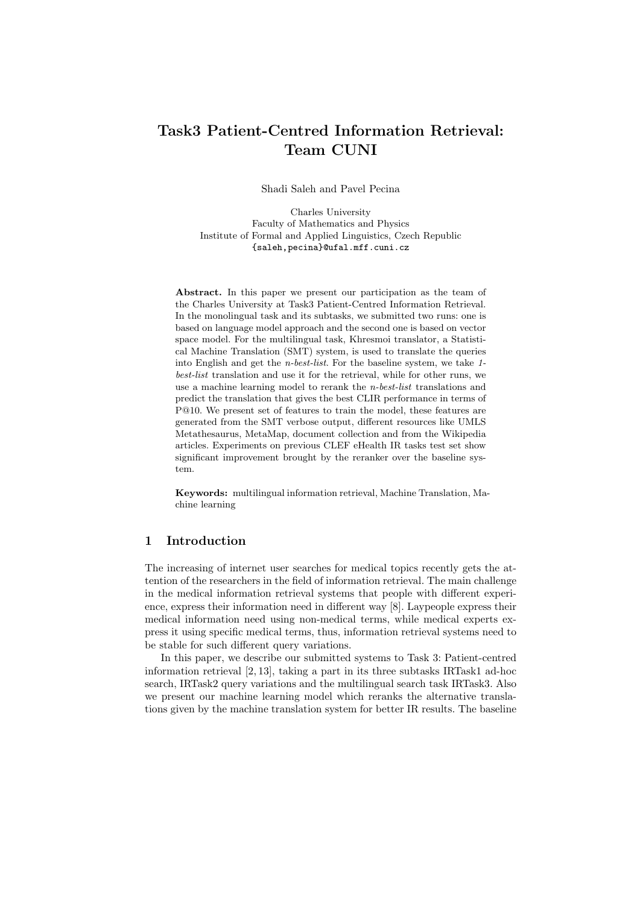# Task3 Patient-Centred Information Retrieval: Team CUNI

Shadi Saleh and Pavel Pecina

Charles University
Faculty of Mathematics and Physics
Institute of Formal and Applied Linguistics, Czech Republic
{saleh,pecina}@ufal.mff.cuni.cz

**Abstract.** In this paper we present our participation as the team of the Charles University at Task3 Patient-Centred Information Retrieval. In the monolingual task and its subtasks, we submitted two runs: one is based on language model approach and the second one is based on vector space model. For the multilingual task, Khresmoi translator, a Statistical Machine Translation (SMT) system, is used to translate the queries into English and get the *n-best-list*. For the baseline system, we take *1-best-list* translation and use it for the retrieval, while for other runs, we use a machine learning model to rerank the *n-best-list* translations and predict the translation that gives the best CLIR performance in terms of P@10. We present set of features to train the model, these features are generated from the SMT verbose output, different resources like UMLS Metathesaurus, MetaMap, document collection and from the Wikipedia articles. Experiments on previous CLEF eHealth IR tasks test set show significant improvement brought by the reranker over the baseline system.

**Keywords:** multilingual information retrieval, Machine Translation, Machine learning

## 1 Introduction

The increasing of internet user searches for medical topics recently gets the attention of the researchers in the field of information retrieval. The main challenge in the medical information retrieval systems that people with different experience, express their information need in different way [8]. Laypeople express their medical information need using non-medical terms, while medical experts express it using specific medical terms, thus, information retrieval systems need to be stable for such different query variations.

In this paper, we describe our submitted systems to Task 3: Patient-centred information retrieval [2, 13], taking a part in its three subtasks IRTask1 ad-hoc search, IRTask2 query variations and the multilingual search task IRTask3. Also we present our machine learning model which reranks the alternative translations given by the machine translation system for better IR results. The baseline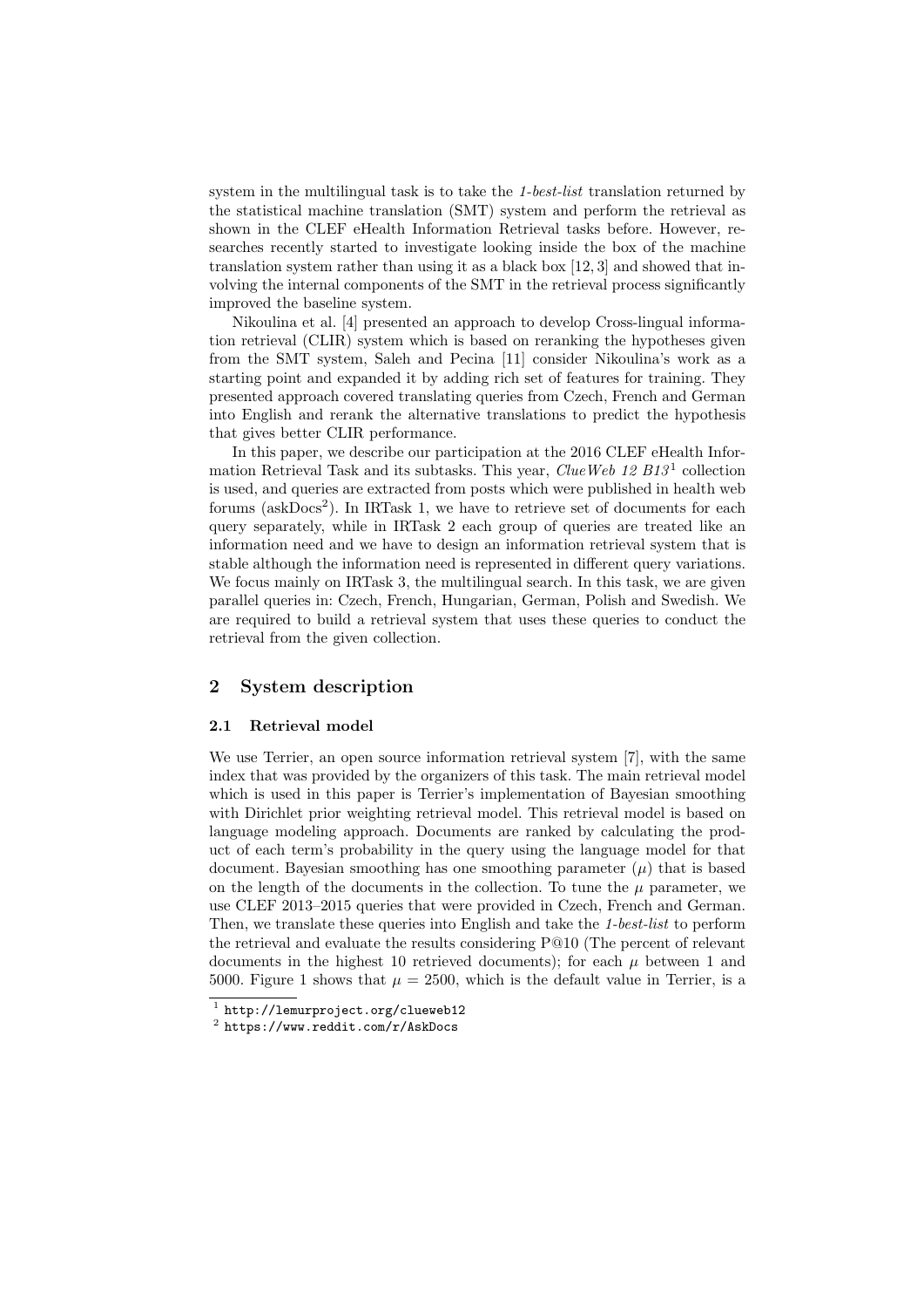system in the multilingual task is to take the *1-best-list* translation returned by the statistical machine translation (SMT) system and perform the retrieval as shown in the CLEF eHealth Information Retrieval tasks before. However, researches recently started to investigate looking inside the box of the machine translation system rather than using it as a black box [12, 3] and showed that involving the internal components of the SMT in the retrieval process significantly improved the baseline system.

Nikoulina et al. [4] presented an approach to develop Cross-lingual information retrieval (CLIR) system which is based on reranking the hypotheses given from the SMT system, Saleh and Pecina [11] consider Nikoulina's work as a starting point and expanded it by adding rich set of features for training. They presented approach covered translating queries from Czech, French and German into English and rerank the alternative translations to predict the hypothesis that gives better CLIR performance.

In this paper, we describe our participation at the 2016 CLEF eHealth Information Retrieval Task and its subtasks. This year, *ClueWeb 12 B13*[1] collection is used, and queries are extracted from posts which were published in health web forums (askDocs[2]). In IRTask 1, we have to retrieve set of documents for each query separately, while in IRTask 2 each group of queries are treated like an information need and we have to design an information retrieval system that is stable although the information need is represented in different query variations. We focus mainly on IRTask 3, the multilingual search. In this task, we are given parallel queries in: Czech, French, Hungarian, German, Polish and Swedish. We are required to build a retrieval system that uses these queries to conduct the retrieval from the given collection.

## 2 System description

### 2.1 Retrieval model

We use Terrier, an open source information retrieval system [7], with the same index that was provided by the organizers of this task. The main retrieval model which is used in this paper is Terrier's implementation of Bayesian smoothing with Dirichlet prior weighting retrieval model. This retrieval model is based on language modeling approach. Documents are ranked by calculating the product of each term's probability in the query using the language model for that document. Bayesian smoothing has one smoothing parameter ($\mu$) that is based on the length of the documents in the collection. To tune the $\mu$ parameter, we use CLEF 2013–2015 queries that were provided in Czech, French and German. Then, we translate these queries into English and take the *1-best-list* to perform the retrieval and evaluate the results considering P@10 (The percent of relevant documents in the highest 10 retrieved documents); for each $\mu$ between 1 and 5000. Figure 1 shows that $\mu = 2500$, which is the default value in Terrier, is a

[1] http://lemurproject.org/clueweb12

[2] https://www.reddit.com/r/AskDocs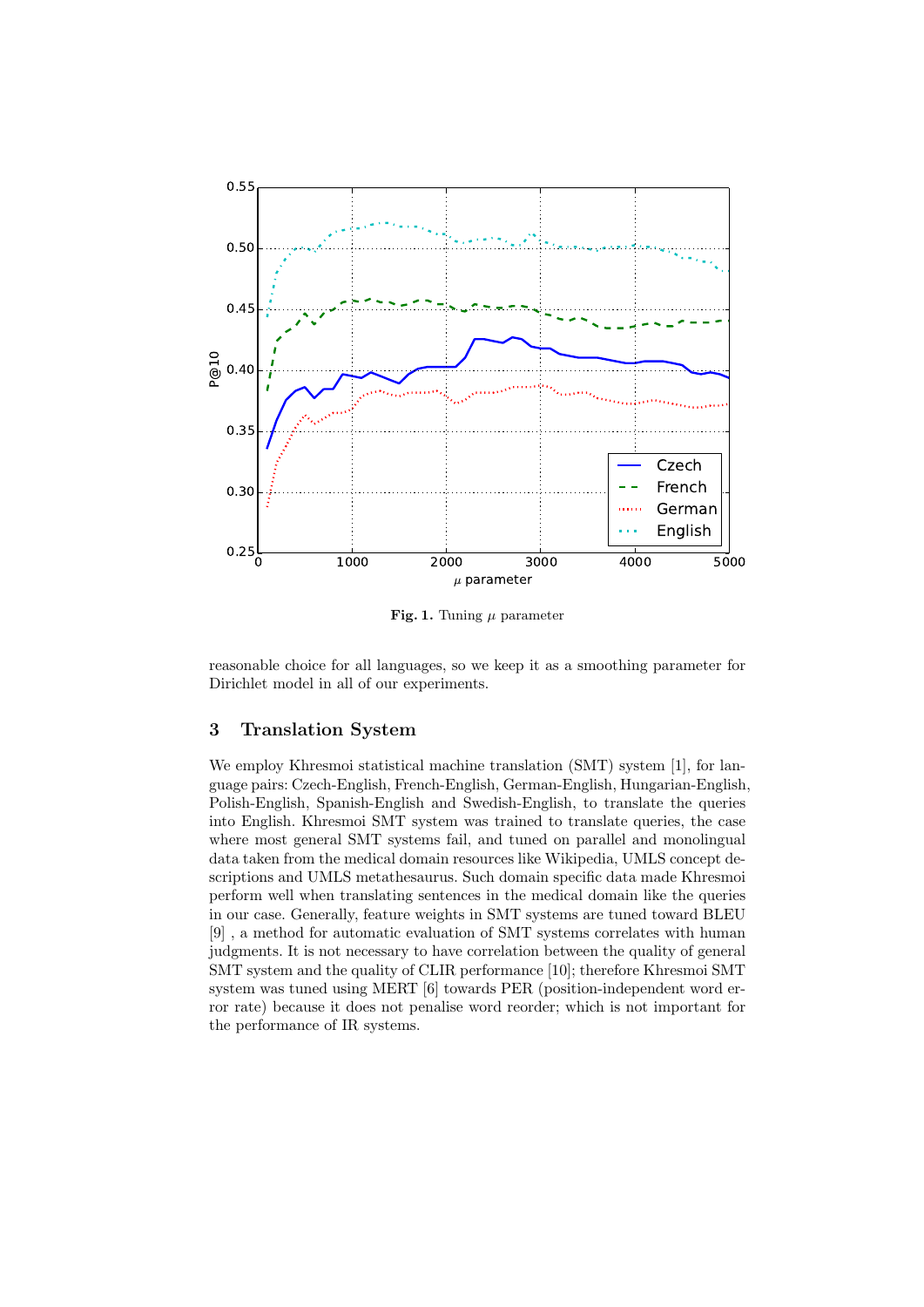**Fig. 1.** Tuning $\mu$ parameter

reasonable choice for all languages, so we keep it as a smoothing parameter for Dirichlet model in all of our experiments.

## 3 Translation System

We employ Khresmoi statistical machine translation (SMT) system [1], for language pairs: Czech-English, French-English, German-English, Hungarian-English, Polish-English, Spanish-English and Swedish-English, to translate the queries into English. Khresmoi SMT system was trained to translate queries, the case where most general SMT systems fail, and tuned on parallel and monolingual data taken from the medical domain resources like Wikipedia, UMLS concept descriptions and UMLS metathesaurus. Such domain specific data made Khresmoi perform well when translating sentences in the medical domain like the queries in our case. Generally, feature weights in SMT systems are tuned toward BLEU [9] , a method for automatic evaluation of SMT systems correlates with human judgments. It is not necessary to have correlation between the quality of general SMT system and the quality of CLIR performance [10]; therefore Khresmoi SMT system was tuned using MERT [6] towards PER (position-independent word error rate) because it does not penalise word reorder; which is not important for the performance of IR systems.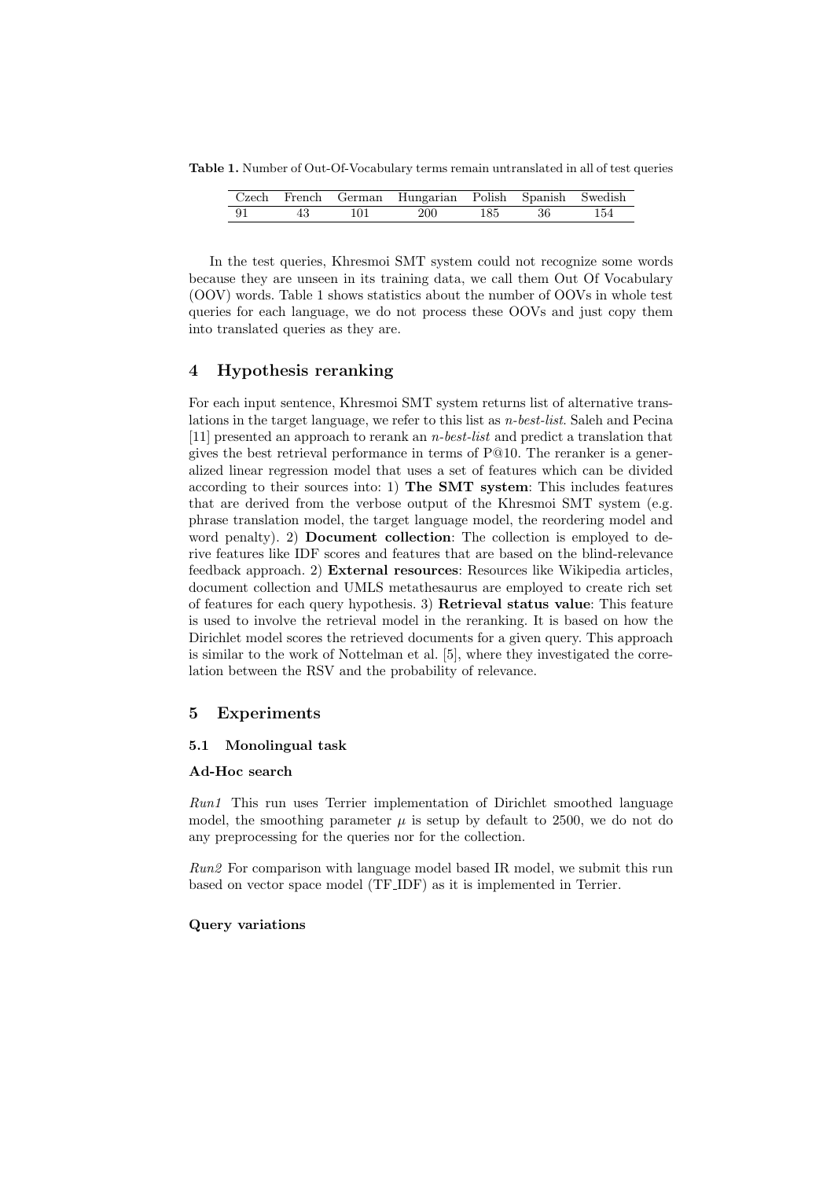**Table 1.** Number of Out-Of-Vocabulary terms remain untranslated in all of test queries

| Czech | French | German | Hungarian | Polish | Spanish | Swedish |
|---|---|---|---|---|---|---|
| 91 | 43 | 101 | 200 | 185 | 36 | 154 |

In the test queries, Khresmoi SMT system could not recognize some words because they are unseen in its training data, we call them Out Of Vocabulary (OOV) words. Table 1 shows statistics about the number of OOVs in whole test queries for each language, we do not process these OOVs and just copy them into translated queries as they are.

## 4 Hypothesis reranking

For each input sentence, Khresmoi SMT system returns list of alternative translations in the target language, we refer to this list as *n-best-list*. Saleh and Pecina [11] presented an approach to rerank an *n-best-list* and predict a translation that gives the best retrieval performance in terms of P@10. The reranker is a generalized linear regression model that uses a set of features which can be divided according to their sources into: 1) **The SMT system**: This includes features that are derived from the verbose output of the Khresmoi SMT system (e.g. phrase translation model, the target language model, the reordering model and word penalty). 2) **Document collection**: The collection is employed to derive features like IDF scores and features that are based on the blind-relevance feedback approach. 2) **External resources**: Resources like Wikipedia articles, document collection and UMLS metathesaurus are employed to create rich set of features for each query hypothesis. 3) **Retrieval status value**: This feature is used to involve the retrieval model in the reranking. It is based on how the Dirichlet model scores the retrieved documents for a given query. This approach is similar to the work of Nottelman et al. [5], where they investigated the correlation between the RSV and the probability of relevance.

## 5 Experiments

### 5.1 Monolingual task

**Ad-Hoc search**

*Run1* This run uses Terrier implementation of Dirichlet smoothed language model, the smoothing parameter $\mu$ is setup by default to 2500, we do not do any preprocessing for the queries nor for the collection.

*Run2* For comparison with language model based IR model, we submit this run based on vector space model (TF_IDF) as it is implemented in Terrier.

**Query variations**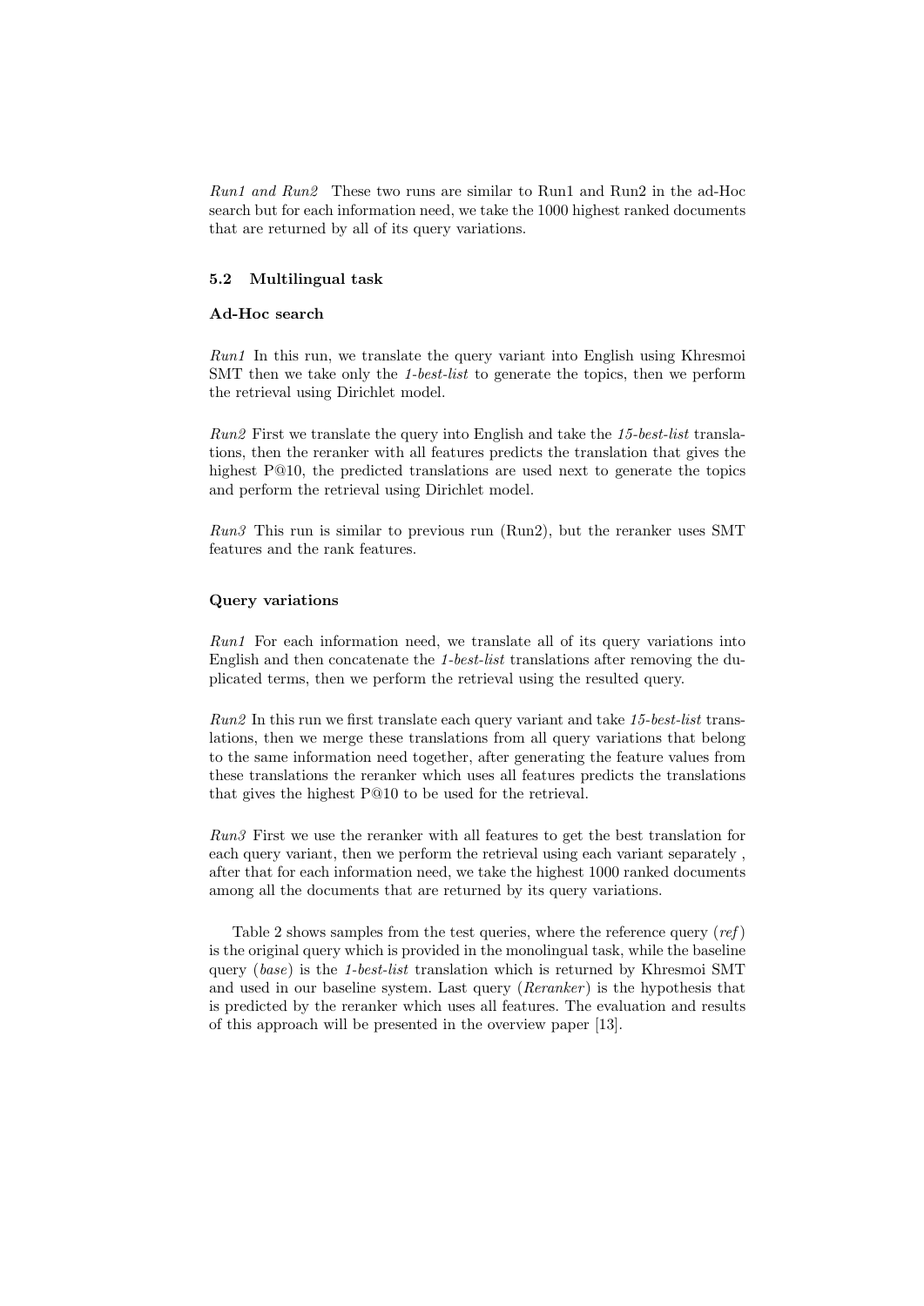*Run1 and Run2* These two runs are similar to Run1 and Run2 in the ad-Hoc search but for each information need, we take the 1000 highest ranked documents that are returned by all of its query variations.

### 5.2 Multilingual task

**Ad-Hoc search**

*Run1* In this run, we translate the query variant into English using Khresmoi SMT then we take only the *1-best-list* to generate the topics, then we perform the retrieval using Dirichlet model.

*Run2* First we translate the query into English and take the *15-best-list* translations, then the reranker with all features predicts the translation that gives the highest P@10, the predicted translations are used next to generate the topics and perform the retrieval using Dirichlet model.

*Run3* This run is similar to previous run (Run2), but the reranker uses SMT features and the rank features.

**Query variations**

*Run1* For each information need, we translate all of its query variations into English and then concatenate the *1-best-list* translations after removing the duplicated terms, then we perform the retrieval using the resulted query.

*Run2* In this run we first translate each query variant and take *15-best-list* translations, then we merge these translations from all query variations that belong to the same information need together, after generating the feature values from these translations the reranker which uses all features predicts the translations that gives the highest P@10 to be used for the retrieval.

*Run3* First we use the reranker with all features to get the best translation for each query variant, then we perform the retrieval using each variant separately , after that for each information need, we take the highest 1000 ranked documents among all the documents that are returned by its query variations.

Table 2 shows samples from the test queries, where the reference query (*ref*) is the original query which is provided in the monolingual task, while the baseline query (*base*) is the *1-best-list* translation which is returned by Khresmoi SMT and used in our baseline system. Last query (*Reranker*) is the hypothesis that is predicted by the reranker which uses all features. The evaluation and results of this approach will be presented in the overview paper [13].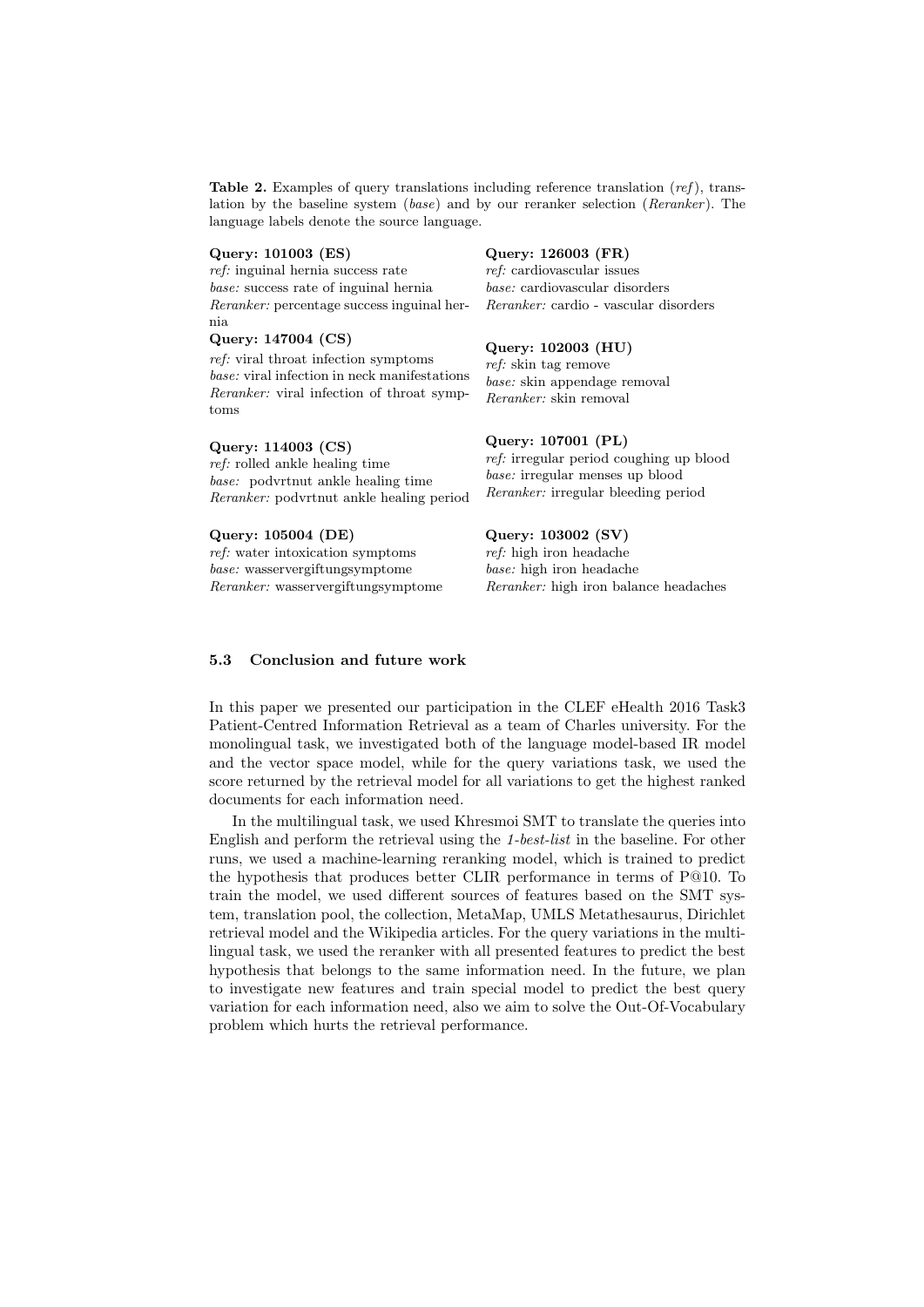**Table 2.** Examples of query translations including reference translation (*ref*), translation by the baseline system (*base*) and by our reranker selection (*Reranker*). The language labels denote the source language.

**Query: 101003 (ES)**
*ref:* inguinal hernia success rate
*base:* success rate of inguinal hernia
*Reranker:* percentage success inguinal hernia

**Query: 147004 (CS)**
*ref:* viral throat infection symptoms
*base:* viral infection in neck manifestations
*Reranker:* viral infection of throat symptoms

**Query: 114003 (CS)**
*ref:* rolled ankle healing time
*base:* podvrtnut ankle healing time
*Reranker:* podvrtnut ankle healing period

**Query: 105004 (DE)**
*ref:* water intoxication symptoms
*base:* wasservergiftungsymptome
*Reranker:* wasservergiftungsymptome

**Query: 126003 (FR)**
*ref:* cardiovascular issues
*base:* cardiovascular disorders
*Reranker:* cardio - vascular disorders

**Query: 102003 (HU)**
*ref:* skin tag remove
*base:* skin appendage removal
*Reranker:* skin removal

**Query: 107001 (PL)**
*ref:* irregular period coughing up blood
*base:* irregular menses up blood
*Reranker:* irregular bleeding period

**Query: 103002 (SV)**
*ref:* high iron headache
*base:* high iron headache
*Reranker:* high iron balance headaches

### 5.3 Conclusion and future work

In this paper we presented our participation in the CLEF eHealth 2016 Task3 Patient-Centred Information Retrieval as a team of Charles university. For the monolingual task, we investigated both of the language model-based IR model and the vector space model, while for the query variations task, we used the score returned by the retrieval model for all variations to get the highest ranked documents for each information need.

In the multilingual task, we used Khresmoi SMT to translate the queries into English and perform the retrieval using the *1-best-list* in the baseline. For other runs, we used a machine-learning reranking model, which is trained to predict the hypothesis that produces better CLIR performance in terms of P@10. To train the model, we used different sources of features based on the SMT system, translation pool, the collection, MetaMap, UMLS Metathesaurus, Dirichlet retrieval model and the Wikipedia articles. For the query variations in the multilingual task, we used the reranker with all presented features to predict the best hypothesis that belongs to the same information need. In the future, we plan to investigate new features and train special model to predict the best query variation for each information need, also we aim to solve the Out-Of-Vocabulary problem which hurts the retrieval performance.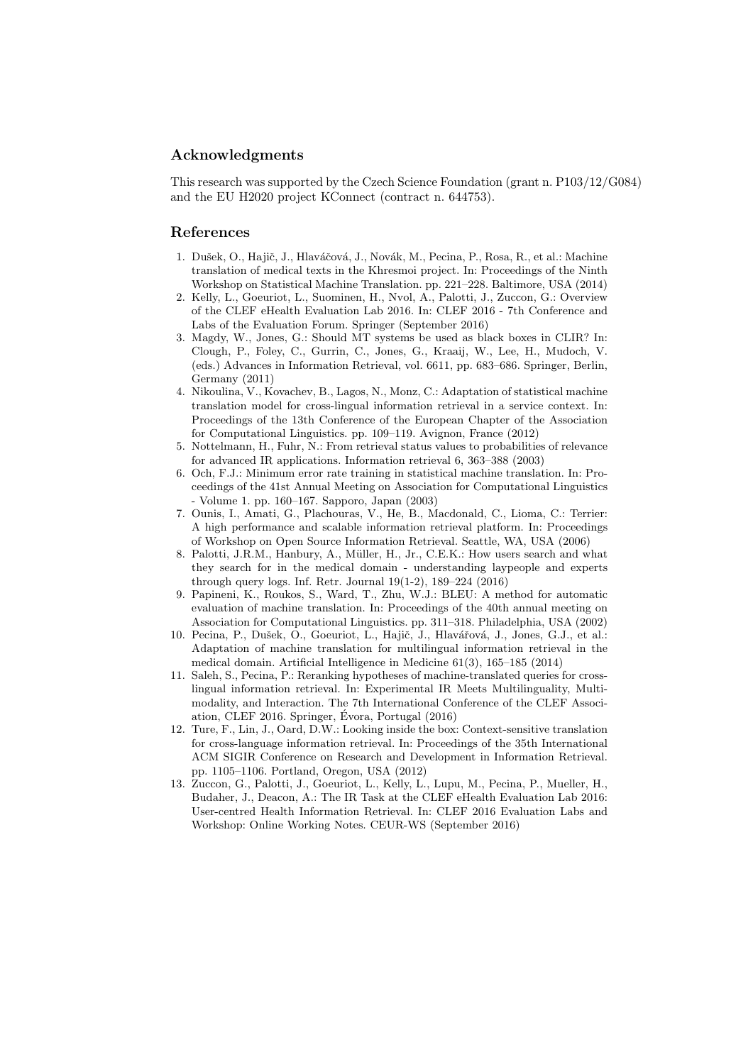## Acknowledgments

This research was supported by the Czech Science Foundation (grant n. P103/12/G084) and the EU H2020 project KConnect (contract n. 644753).

## References

1. Dušek, O., Hajič, J., Hlaváčová, J., Novák, M., Pecina, P., Rosa, R., et al.: Machine translation of medical texts in the Khresmoi project. In: Proceedings of the Ninth Workshop on Statistical Machine Translation. pp. 221–228. Baltimore, USA (2014)
2. Kelly, L., Goeuriot, L., Suominen, H., Nvol, A., Palotti, J., Zuccon, G.: Overview of the CLEF eHealth Evaluation Lab 2016. In: CLEF 2016 - 7th Conference and Labs of the Evaluation Forum. Springer (September 2016)
3. Magdy, W., Jones, G.: Should MT systems be used as black boxes in CLIR? In: Clough, P., Foley, C., Gurrin, C., Jones, G., Kraaij, W., Lee, H., Mudoch, V. (eds.) Advances in Information Retrieval, vol. 6611, pp. 683–686. Springer, Berlin, Germany (2011)
4. Nikoulina, V., Kovachev, B., Lagos, N., Monz, C.: Adaptation of statistical machine translation model for cross-lingual information retrieval in a service context. In: Proceedings of the 13th Conference of the European Chapter of the Association for Computational Linguistics. pp. 109–119. Avignon, France (2012)
5. Nottelmann, H., Fuhr, N.: From retrieval status values to probabilities of relevance for advanced IR applications. Information retrieval 6, 363–388 (2003)
6. Och, F.J.: Minimum error rate training in statistical machine translation. In: Proceedings of the 41st Annual Meeting on Association for Computational Linguistics - Volume 1. pp. 160–167. Sapporo, Japan (2003)
7. Ounis, I., Amati, G., Plachouras, V., He, B., Macdonald, C., Lioma, C.: Terrier: A high performance and scalable information retrieval platform. In: Proceedings of Workshop on Open Source Information Retrieval. Seattle, WA, USA (2006)
8. Palotti, J.R.M., Hanbury, A., Müller, H., Jr., C.E.K.: How users search and what they search for in the medical domain - understanding laypeople and experts through query logs. Inf. Retr. Journal 19(1-2), 189–224 (2016)
9. Papineni, K., Roukos, S., Ward, T., Zhu, W.J.: BLEU: A method for automatic evaluation of machine translation. In: Proceedings of the 40th annual meeting on Association for Computational Linguistics. pp. 311–318. Philadelphia, USA (2002)
10. Pecina, P., Dušek, O., Goeuriot, L., Hajič, J., Hlavářová, J., Jones, G.J., et al.: Adaptation of machine translation for multilingual information retrieval in the medical domain. Artificial Intelligence in Medicine 61(3), 165–185 (2014)
11. Saleh, S., Pecina, P.: Reranking hypotheses of machine-translated queries for cross-lingual information retrieval. In: Experimental IR Meets Multilinguality, Multimodality, and Interaction. The 7th International Conference of the CLEF Association, CLEF 2016. Springer, Évora, Portugal (2016)
12. Ture, F., Lin, J., Oard, D.W.: Looking inside the box: Context-sensitive translation for cross-language information retrieval. In: Proceedings of the 35th International ACM SIGIR Conference on Research and Development in Information Retrieval. pp. 1105–1106. Portland, Oregon, USA (2012)
13. Zuccon, G., Palotti, J., Goeuriot, L., Kelly, L., Lupu, M., Pecina, P., Mueller, H., Budaher, J., Deacon, A.: The IR Task at the CLEF eHealth Evaluation Lab 2016: User-centred Health Information Retrieval. In: CLEF 2016 Evaluation Labs and Workshop: Online Working Notes. CEUR-WS (September 2016)